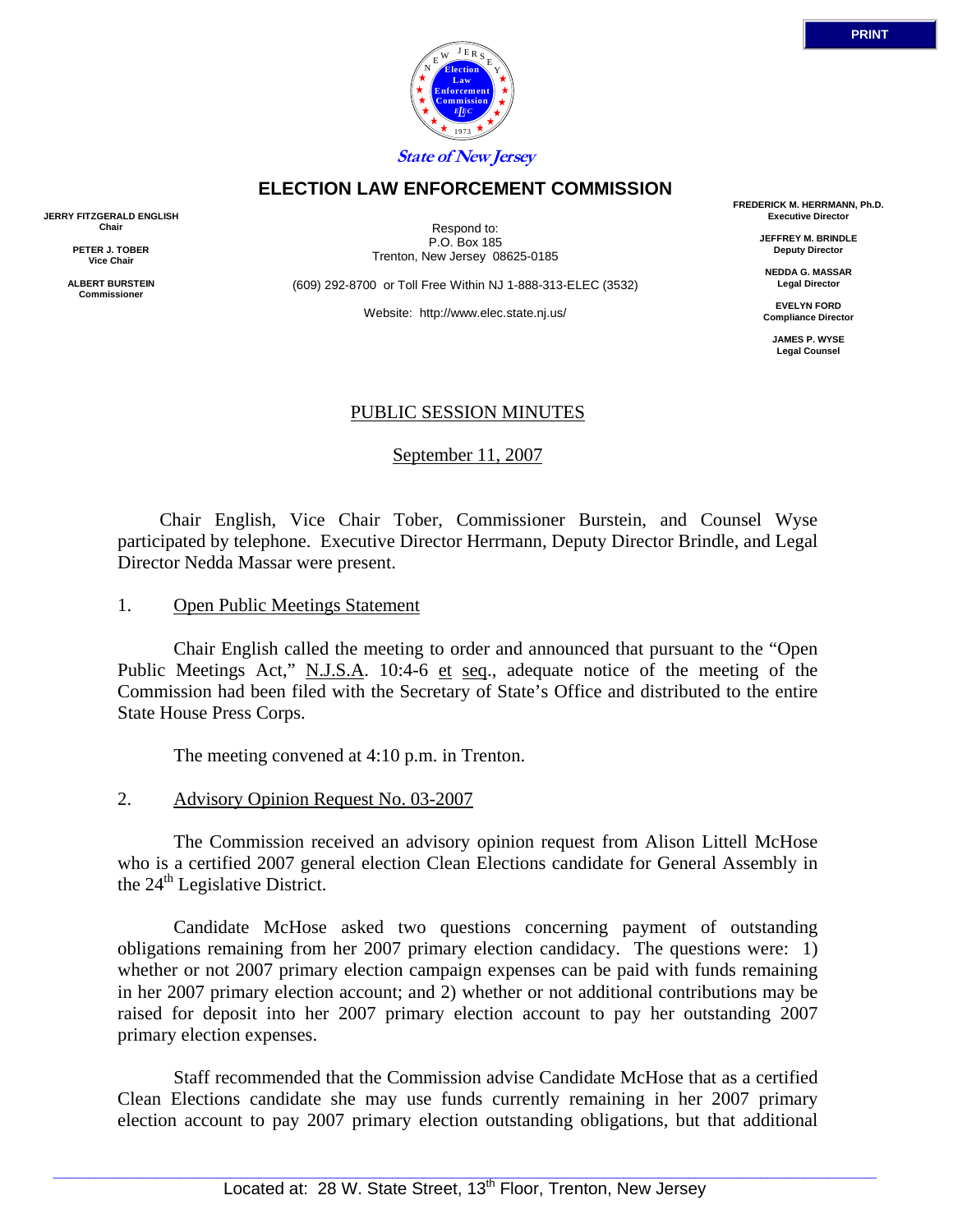State of New Jersey

# ELECTION LAW ENFORCEMENT COMMISSION

**JERRY FITZGERALD ENGLISH**
**Chair**

**PETER J. TOBER**
**Vice Chair**

**ALBERT BURSTEIN**
**Commissioner**

Respond to:
P.O. Box 185
Trenton, New Jersey 08625-0185

(609) 292-8700 or Toll Free Within NJ 1-888-313-ELEC (3532)

Website: http://www.elec.state.nj.us/

**FREDERICK M. HERRMANN, Ph.D.**
**Executive Director**

**JEFFREY M. BRINDLE**
**Deputy Director**

**NEDDA G. MASSAR**
**Legal Director**

**EVELYN FORD**
**Compliance Director**

**JAMES P. WYSE**
**Legal Counsel**

## PUBLIC SESSION MINUTES

September 11, 2007

Chair English, Vice Chair Tober, Commissioner Burstein, and Counsel Wyse participated by telephone. Executive Director Herrmann, Deputy Director Brindle, and Legal Director Nedda Massar were present.

1. Open Public Meetings Statement

Chair English called the meeting to order and announced that pursuant to the "Open Public Meetings Act," N.J.S.A. 10:4-6 et seq., adequate notice of the meeting of the Commission had been filed with the Secretary of State's Office and distributed to the entire State House Press Corps.

The meeting convened at 4:10 p.m. in Trenton.

2. Advisory Opinion Request No. 03-2007

The Commission received an advisory opinion request from Alison Littell McHose who is a certified 2007 general election Clean Elections candidate for General Assembly in the 24th Legislative District.

Candidate McHose asked two questions concerning payment of outstanding obligations remaining from her 2007 primary election candidacy. The questions were: 1) whether or not 2007 primary election campaign expenses can be paid with funds remaining in her 2007 primary election account; and 2) whether or not additional contributions may be raised for deposit into her 2007 primary election account to pay her outstanding 2007 primary election expenses.

Staff recommended that the Commission advise Candidate McHose that as a certified Clean Elections candidate she may use funds currently remaining in her 2007 primary election account to pay 2007 primary election outstanding obligations, but that additional

Located at: 28 W. State Street, 13th Floor, Trenton, New Jersey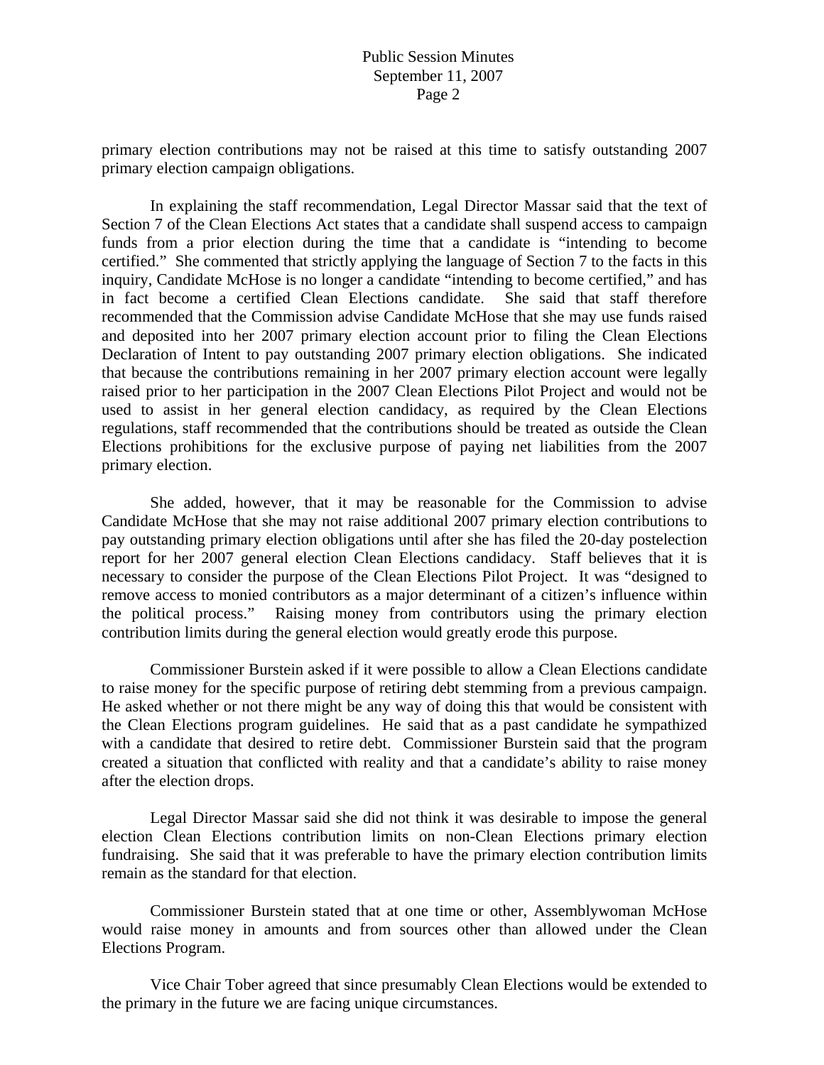primary election contributions may not be raised at this time to satisfy outstanding 2007 primary election campaign obligations.

In explaining the staff recommendation, Legal Director Massar said that the text of Section 7 of the Clean Elections Act states that a candidate shall suspend access to campaign funds from a prior election during the time that a candidate is "intending to become certified." She commented that strictly applying the language of Section 7 to the facts in this inquiry, Candidate McHose is no longer a candidate "intending to become certified," and has in fact become a certified Clean Elections candidate. She said that staff therefore recommended that the Commission advise Candidate McHose that she may use funds raised and deposited into her 2007 primary election account prior to filing the Clean Elections Declaration of Intent to pay outstanding 2007 primary election obligations. She indicated that because the contributions remaining in her 2007 primary election account were legally raised prior to her participation in the 2007 Clean Elections Pilot Project and would not be used to assist in her general election candidacy, as required by the Clean Elections regulations, staff recommended that the contributions should be treated as outside the Clean Elections prohibitions for the exclusive purpose of paying net liabilities from the 2007 primary election.

She added, however, that it may be reasonable for the Commission to advise Candidate McHose that she may not raise additional 2007 primary election contributions to pay outstanding primary election obligations until after she has filed the 20-day postelection report for her 2007 general election Clean Elections candidacy. Staff believes that it is necessary to consider the purpose of the Clean Elections Pilot Project. It was "designed to remove access to monied contributors as a major determinant of a citizen's influence within the political process." Raising money from contributors using the primary election contribution limits during the general election would greatly erode this purpose.

Commissioner Burstein asked if it were possible to allow a Clean Elections candidate to raise money for the specific purpose of retiring debt stemming from a previous campaign. He asked whether or not there might be any way of doing this that would be consistent with the Clean Elections program guidelines. He said that as a past candidate he sympathized with a candidate that desired to retire debt. Commissioner Burstein said that the program created a situation that conflicted with reality and that a candidate's ability to raise money after the election drops.

Legal Director Massar said she did not think it was desirable to impose the general election Clean Elections contribution limits on non-Clean Elections primary election fundraising. She said that it was preferable to have the primary election contribution limits remain as the standard for that election.

Commissioner Burstein stated that at one time or other, Assemblywoman McHose would raise money in amounts and from sources other than allowed under the Clean Elections Program.

Vice Chair Tober agreed that since presumably Clean Elections would be extended to the primary in the future we are facing unique circumstances.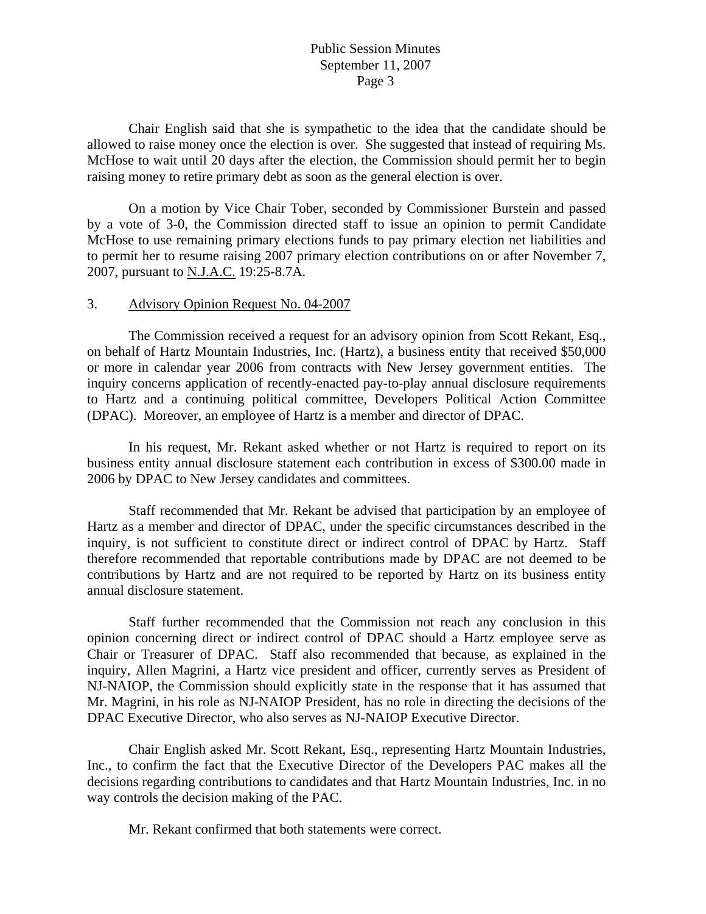Chair English said that she is sympathetic to the idea that the candidate should be allowed to raise money once the election is over. She suggested that instead of requiring Ms. McHose to wait until 20 days after the election, the Commission should permit her to begin raising money to retire primary debt as soon as the general election is over.

On a motion by Vice Chair Tober, seconded by Commissioner Burstein and passed by a vote of 3-0, the Commission directed staff to issue an opinion to permit Candidate McHose to use remaining primary elections funds to pay primary election net liabilities and to permit her to resume raising 2007 primary election contributions on or after November 7, 2007, pursuant to N.J.A.C. 19:25-8.7A.

3. Advisory Opinion Request No. 04-2007

The Commission received a request for an advisory opinion from Scott Rekant, Esq., on behalf of Hartz Mountain Industries, Inc. (Hartz), a business entity that received $50,000 or more in calendar year 2006 from contracts with New Jersey government entities. The inquiry concerns application of recently-enacted pay-to-play annual disclosure requirements to Hartz and a continuing political committee, Developers Political Action Committee (DPAC). Moreover, an employee of Hartz is a member and director of DPAC.

In his request, Mr. Rekant asked whether or not Hartz is required to report on its business entity annual disclosure statement each contribution in excess of $300.00 made in 2006 by DPAC to New Jersey candidates and committees.

Staff recommended that Mr. Rekant be advised that participation by an employee of Hartz as a member and director of DPAC, under the specific circumstances described in the inquiry, is not sufficient to constitute direct or indirect control of DPAC by Hartz. Staff therefore recommended that reportable contributions made by DPAC are not deemed to be contributions by Hartz and are not required to be reported by Hartz on its business entity annual disclosure statement.

Staff further recommended that the Commission not reach any conclusion in this opinion concerning direct or indirect control of DPAC should a Hartz employee serve as Chair or Treasurer of DPAC. Staff also recommended that because, as explained in the inquiry, Allen Magrini, a Hartz vice president and officer, currently serves as President of NJ-NAIOP, the Commission should explicitly state in the response that it has assumed that Mr. Magrini, in his role as NJ-NAIOP President, has no role in directing the decisions of the DPAC Executive Director, who also serves as NJ-NAIOP Executive Director.

Chair English asked Mr. Scott Rekant, Esq., representing Hartz Mountain Industries, Inc., to confirm the fact that the Executive Director of the Developers PAC makes all the decisions regarding contributions to candidates and that Hartz Mountain Industries, Inc. in no way controls the decision making of the PAC.

Mr. Rekant confirmed that both statements were correct.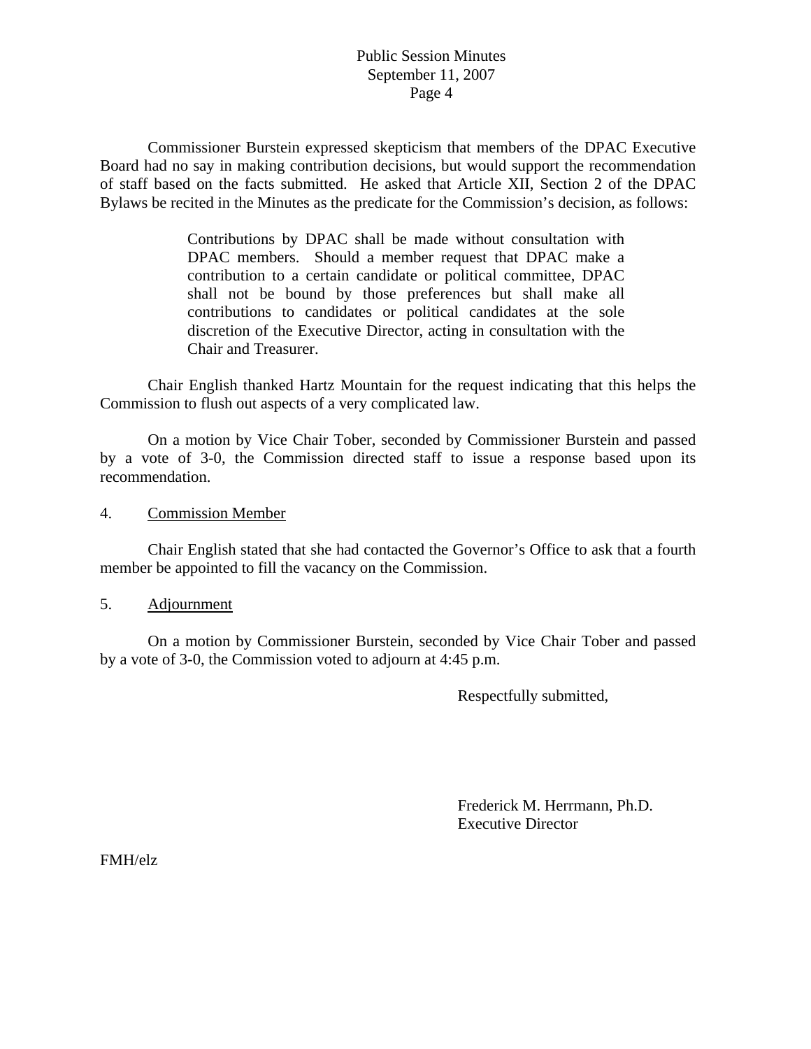Commissioner Burstein expressed skepticism that members of the DPAC Executive Board had no say in making contribution decisions, but would support the recommendation of staff based on the facts submitted. He asked that Article XII, Section 2 of the DPAC Bylaws be recited in the Minutes as the predicate for the Commission's decision, as follows:

> Contributions by DPAC shall be made without consultation with DPAC members. Should a member request that DPAC make a contribution to a certain candidate or political committee, DPAC shall not be bound by those preferences but shall make all contributions to candidates or political candidates at the sole discretion of the Executive Director, acting in consultation with the Chair and Treasurer.

Chair English thanked Hartz Mountain for the request indicating that this helps the Commission to flush out aspects of a very complicated law.

On a motion by Vice Chair Tober, seconded by Commissioner Burstein and passed by a vote of 3-0, the Commission directed staff to issue a response based upon its recommendation.

4. <u>Commission Member</u>

Chair English stated that she had contacted the Governor's Office to ask that a fourth member be appointed to fill the vacancy on the Commission.

5. <u>Adjournment</u>

On a motion by Commissioner Burstein, seconded by Vice Chair Tober and passed by a vote of 3-0, the Commission voted to adjourn at 4:45 p.m.

Respectfully submitted,

Frederick M. Herrmann, Ph.D.
Executive Director

FMH/elz